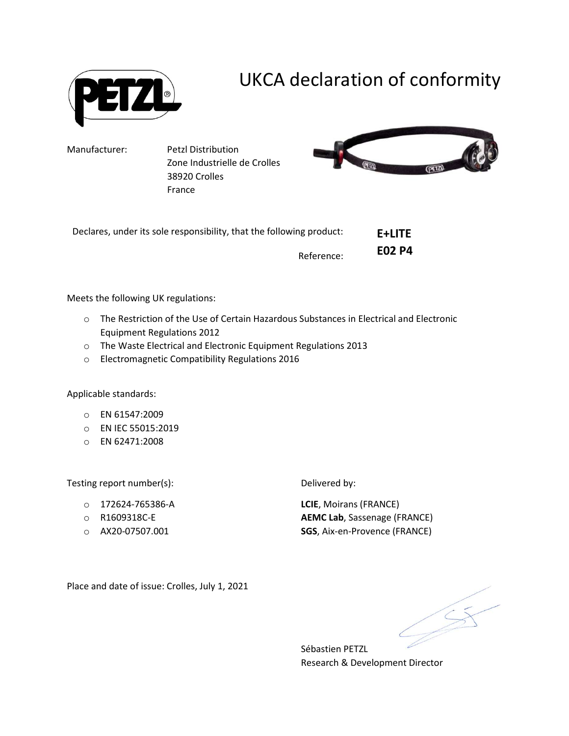# UKCA declaration of conformity

Manufacturer: Petzl Distribution
Zone Industrielle de Crolles
38920 Crolles
France

Declares, under its sole responsibility, that the following product: **E+LITE**

Reference: **E02 P4**

Meets the following UK regulations:

- The Restriction of the Use of Certain Hazardous Substances in Electrical and Electronic Equipment Regulations 2012
- The Waste Electrical and Electronic Equipment Regulations 2013
- Electromagnetic Compatibility Regulations 2016

Applicable standards:

- EN 61547:2009
- EN IEC 55015:2019
- EN 62471:2008

| Testing report number(s): | Delivered by: |
| --- | --- |
| 172624-765386-A | **LCIE**, Moirans (FRANCE) |
| R1609318C-E | **AEMC Lab**, Sassenage (FRANCE) |
| AX20-07507.001 | **SGS**, Aix-en-Provence (FRANCE) |

Place and date of issue: Crolles, July 1, 2021

Sébastien PETZL
Research & Development Director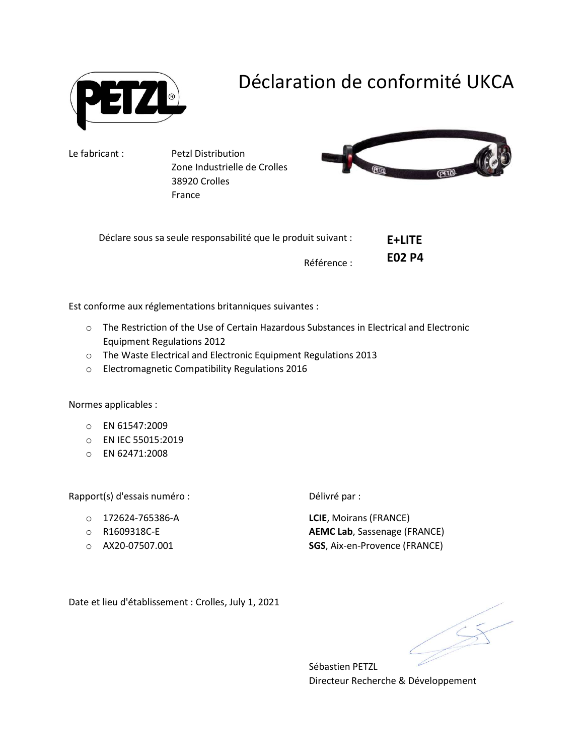# Déclaration de conformité UKCA

Le fabricant : Petzl Distribution
Zone Industrielle de Crolles
38920 Crolles
France

Déclare sous sa seule responsabilité que le produit suivant : **E+LITE**

Référence : **E02 P4**

Est conforme aux réglementations britanniques suivantes :

- The Restriction of the Use of Certain Hazardous Substances in Electrical and Electronic Equipment Regulations 2012
- The Waste Electrical and Electronic Equipment Regulations 2013
- Electromagnetic Compatibility Regulations 2016

Normes applicables :

- EN 61547:2009
- EN IEC 55015:2019
- EN 62471:2008

| Rapport(s) d'essais numéro : | Délivré par : |
|---|---|
| 172624-765386-A | **LCIE**, Moirans (FRANCE) |
| R1609318C-E | **AEMC Lab**, Sassenage (FRANCE) |
| AX20-07507.001 | **SGS**, Aix-en-Provence (FRANCE) |

Date et lieu d'établissement : Crolles, July 1, 2021

Sébastien PETZL
Directeur Recherche & Développement